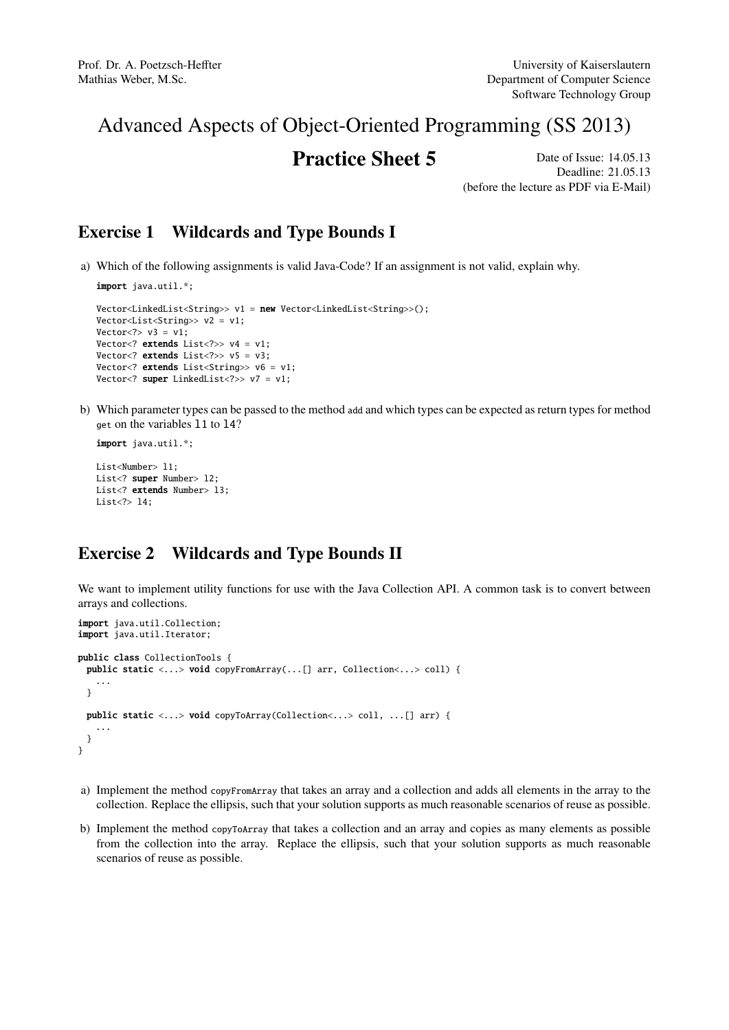Prof. Dr. A. Poetzsch-Heffter
Mathias Weber, M.Sc.

University of Kaiserslautern
Department of Computer Science
Software Technology Group

# Advanced Aspects of Object-Oriented Programming (SS 2013)

## Practice Sheet 5

Date of Issue: 14.05.13
Deadline: 21.05.13
(before the lecture as PDF via E-Mail)

## Exercise 1 Wildcards and Type Bounds I

a) Which of the following assignments is valid Java-Code? If an assignment is not valid, explain why.

```
import java.util.*;

Vector<LinkedList<String>> v1 = new Vector<LinkedList<String>>();
Vector<List<String>> v2 = v1;
Vector<?> v3 = v1;
Vector<? extends List<?>> v4 = v1;
Vector<? extends List<?>> v5 = v3;
Vector<? extends List<String>> v6 = v1;
Vector<? super LinkedList<?>> v7 = v1;
```

b) Which parameter types can be passed to the method `add` and which types can be expected as return types for method `get` on the variables `l1` to `l4`?

```
import java.util.*;

List<Number> l1;
List<? super Number> l2;
List<? extends Number> l3;
List<?> l4;
```

## Exercise 2 Wildcards and Type Bounds II

We want to implement utility functions for use with the Java Collection API. A common task is to convert between arrays and collections.

```
import java.util.Collection;
import java.util.Iterator;

public class CollectionTools {
  public static <...> void copyFromArray(...[] arr, Collection<...> coll) {
    ...
  }

  public static <...> void copyToArray(Collection<...> coll, ...[] arr) {
    ...
  }
}
```

a) Implement the method `copyFromArray` that takes an array and a collection and adds all elements in the array to the collection. Replace the ellipsis, such that your solution supports as much reasonable scenarios of reuse as possible.

b) Implement the method `copyToArray` that takes a collection and an array and copies as many elements as possible from the collection into the array. Replace the ellipsis, such that your solution supports as much reasonable scenarios of reuse as possible.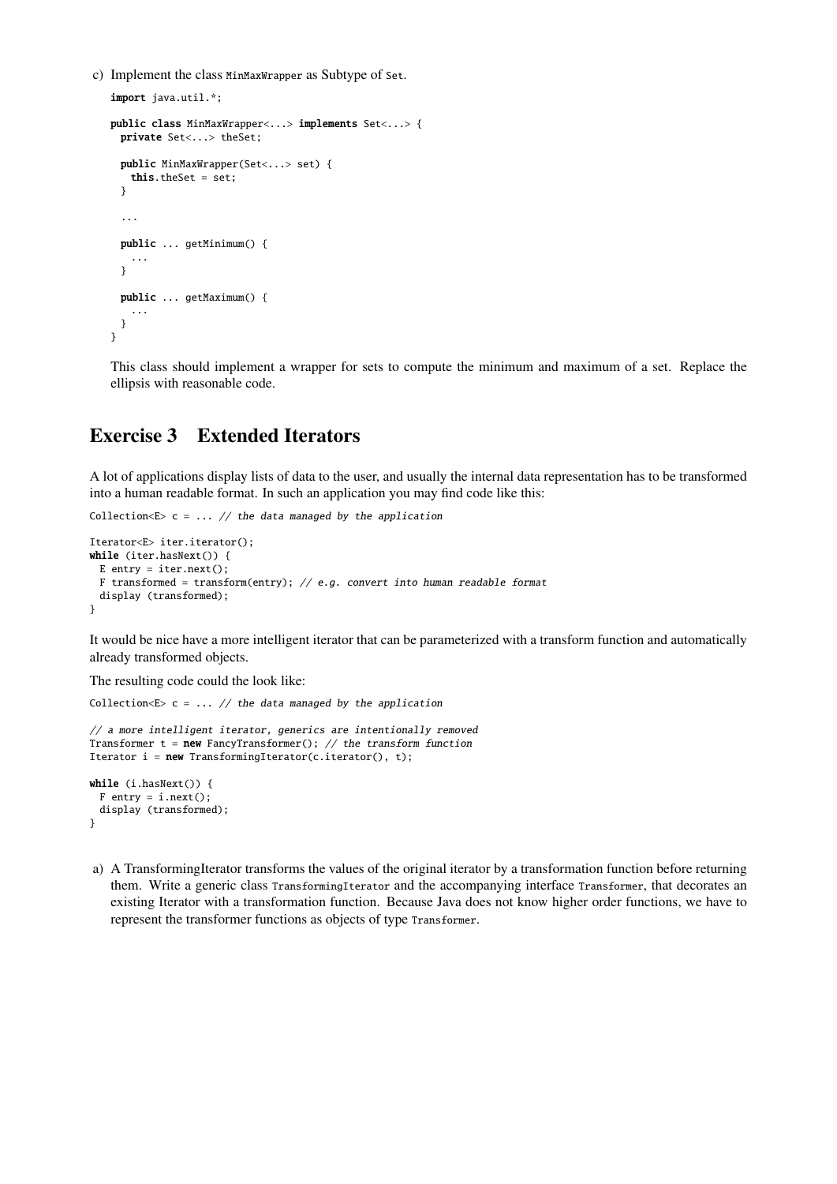c) Implement the class `MinMaxWrapper` as Subtype of `Set`.

```
import java.util.*;

public class MinMaxWrapper<...> implements Set<...> {
  private Set<...> theSet;

  public MinMaxWrapper(Set<...> set) {
    this.theSet = set;
  }

  ...

  public ... getMinimum() {
    ...
  }

  public ... getMaximum() {
    ...
  }
}
```

This class should implement a wrapper for sets to compute the minimum and maximum of a set. Replace the ellipsis with reasonable code.

## Exercise 3 Extended Iterators

A lot of applications display lists of data to the user, and usually the internal data representation has to be transformed into a human readable format. In such an application you may find code like this:

```
Collection<E> c = ... // the data managed by the application

Iterator<E> iter.iterator();
while (iter.hasNext()) {
  E entry = iter.next();
  F transformed = transform(entry); // e.g. convert into human readable format
  display (transformed);
}
```

It would be nice have a more intelligent iterator that can be parameterized with a transform function and automatically already transformed objects.

The resulting code could the look like:

```
Collection<E> c = ... // the data managed by the application

// a more intelligent iterator, generics are intentionally removed
Transformer t = new FancyTransformer(); // the transform function
Iterator i = new TransformingIterator(c.iterator(), t);

while (i.hasNext()) {
  F entry = i.next();
  display (transformed);
}
```

a) A TransformingIterator transforms the values of the original iterator by a transformation function before returning them. Write a generic class `TransformingIterator` and the accompanying interface `Transformer`, that decorates an existing Iterator with a transformation function. Because Java does not know higher order functions, we have to represent the transformer functions as objects of type `Transformer`.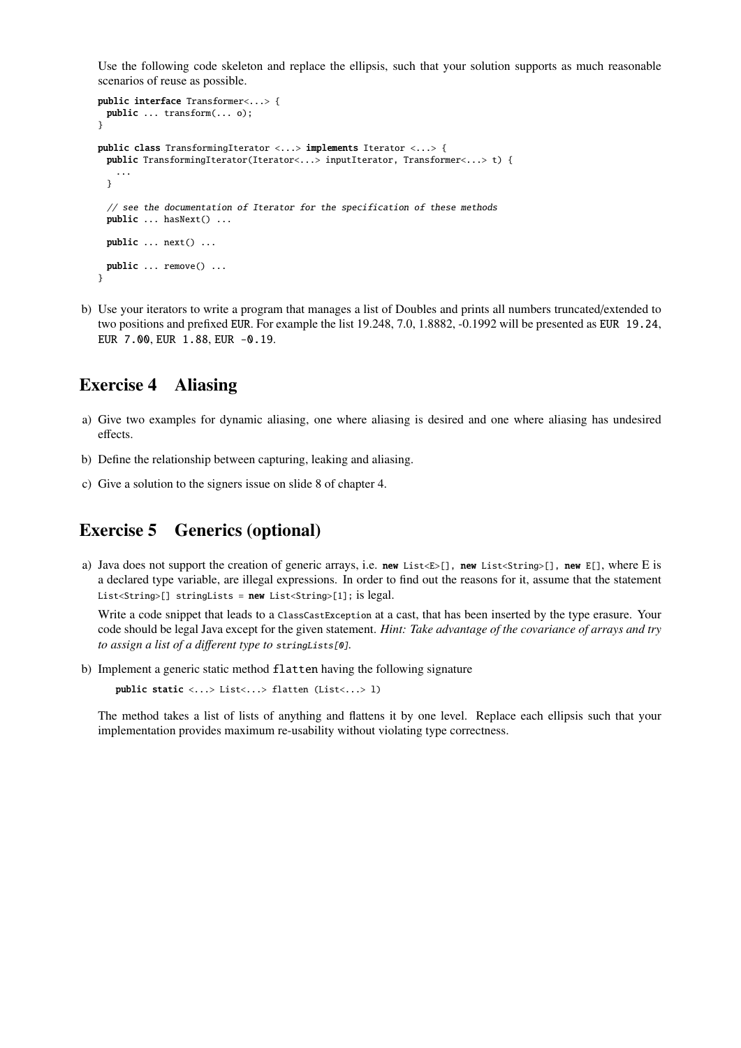Use the following code skeleton and replace the ellipsis, such that your solution supports as much reasonable scenarios of reuse as possible.

```
public interface Transformer<...> {
  public ... transform(... o);
}

public class TransformingIterator <...> implements Iterator <...> {
  public TransformingIterator(Iterator<...> inputIterator, Transformer<...> t) {
    ...
  }

  // see the documentation of Iterator for the specification of these methods
  public ... hasNext() ...

  public ... next() ...

  public ... remove() ...
}
```

b) Use your iterators to write a program that manages a list of Doubles and prints all numbers truncated/extended to two positions and prefixed `EUR`. For example the list 19.248, 7.0, 1.8882, -0.1992 will be presented as `EUR 19.24`, `EUR 7.00`, `EUR 1.88`, `EUR -0.19`.

## Exercise 4 Aliasing

a) Give two examples for dynamic aliasing, one where aliasing is desired and one where aliasing has undesired effects.

b) Define the relationship between capturing, leaking and aliasing.

c) Give a solution to the signers issue on slide 8 of chapter 4.

## Exercise 5 Generics (optional)

a) Java does not support the creation of generic arrays, i.e. `new List<E>[]`, `new List<String>[]`, `new E[]`, where E is a declared type variable, are illegal expressions. In order to find out the reasons for it, assume that the statement `List<String>[] stringLists = new List<String>[1];` is legal.

Write a code snippet that leads to a `ClassCastException` at a cast, that has been inserted by the type erasure. Your code should be legal Java except for the given statement. *Hint: Take advantage of the covariance of arrays and try to assign a list of a different type to `stringLists[0]`.*

b) Implement a generic static method `flatten` having the following signature

```
public static <...> List<...> flatten (List<...> l)
```

The method takes a list of lists of anything and flattens it by one level. Replace each ellipsis such that your implementation provides maximum re-usability without violating type correctness.